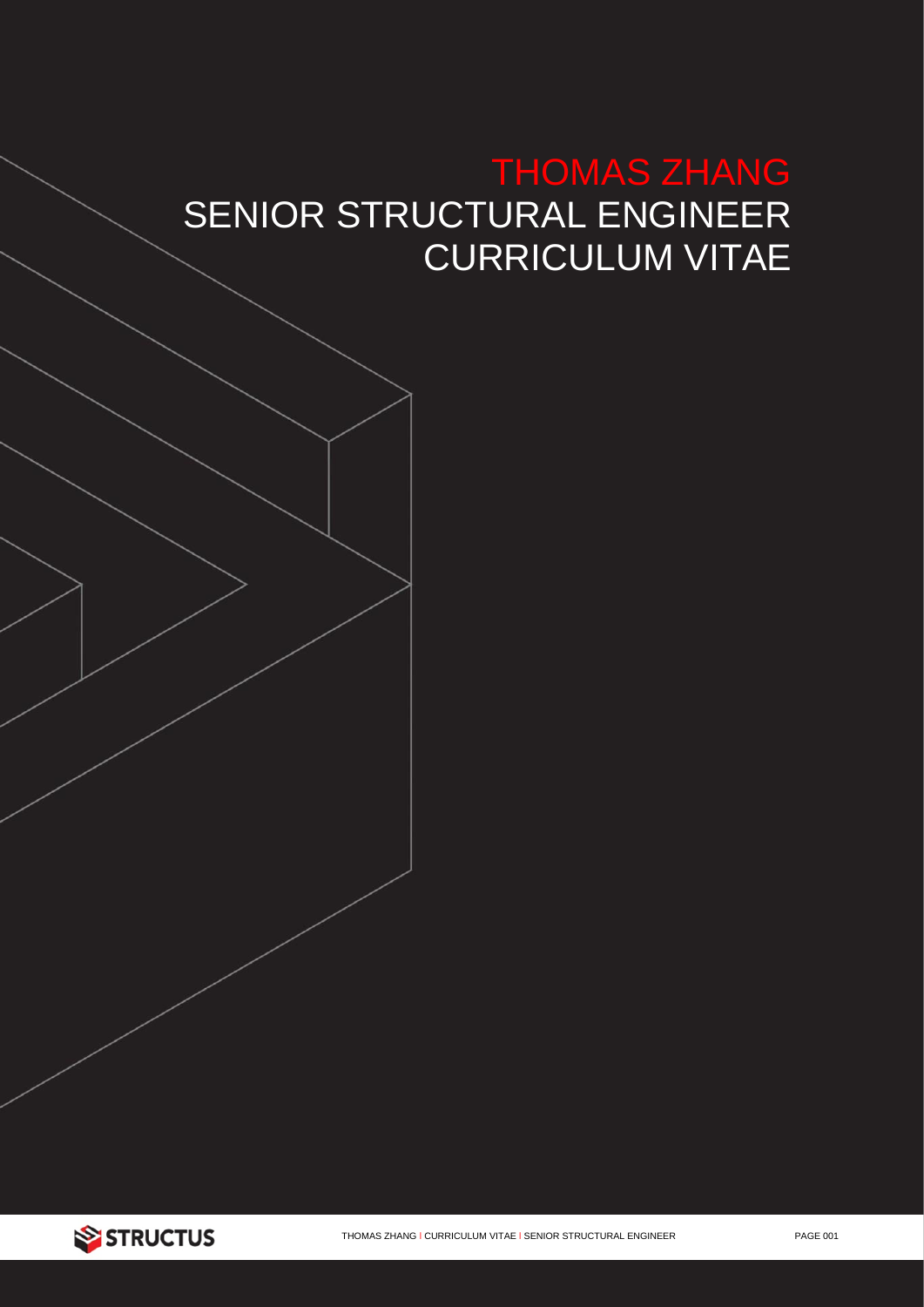# THOMAS ZHANG

## SENIOR STRUCTURAL ENGINEER

## CURRICULUM VITAE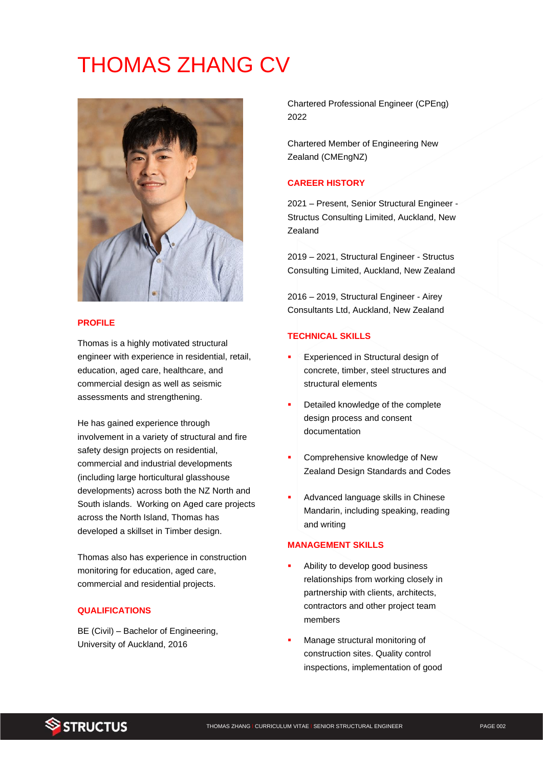# THOMAS ZHANG CV

## PROFILE

Thomas is a highly motivated structural engineer with experience in residential, retail, education, aged care, healthcare, and commercial design as well as seismic assessments and strengthening.

He has gained experience through involvement in a variety of structural and fire safety design projects on residential, commercial and industrial developments (including large horticultural glasshouse developments) across both the NZ North and South islands. Working on Aged care projects across the North Island, Thomas has developed a skillset in Timber design.

Thomas also has experience in construction monitoring for education, aged care, commercial and residential projects.

## QUALIFICATIONS

BE (Civil) – Bachelor of Engineering, University of Auckland, 2016

Chartered Professional Engineer (CPEng) 2022

Chartered Member of Engineering New Zealand (CMEngNZ)

## CAREER HISTORY

2021 – Present, Senior Structural Engineer - Structus Consulting Limited, Auckland, New Zealand

2019 – 2021, Structural Engineer - Structus Consulting Limited, Auckland, New Zealand

2016 – 2019, Structural Engineer - Airey Consultants Ltd, Auckland, New Zealand

## TECHNICAL SKILLS

- Experienced in Structural design of concrete, timber, steel structures and structural elements
- Detailed knowledge of the complete design process and consent documentation
- Comprehensive knowledge of New Zealand Design Standards and Codes
- Advanced language skills in Chinese Mandarin, including speaking, reading and writing

## MANAGEMENT SKILLS

- Ability to develop good business relationships from working closely in partnership with clients, architects, contractors and other project team members
- Manage structural monitoring of construction sites. Quality control inspections, implementation of good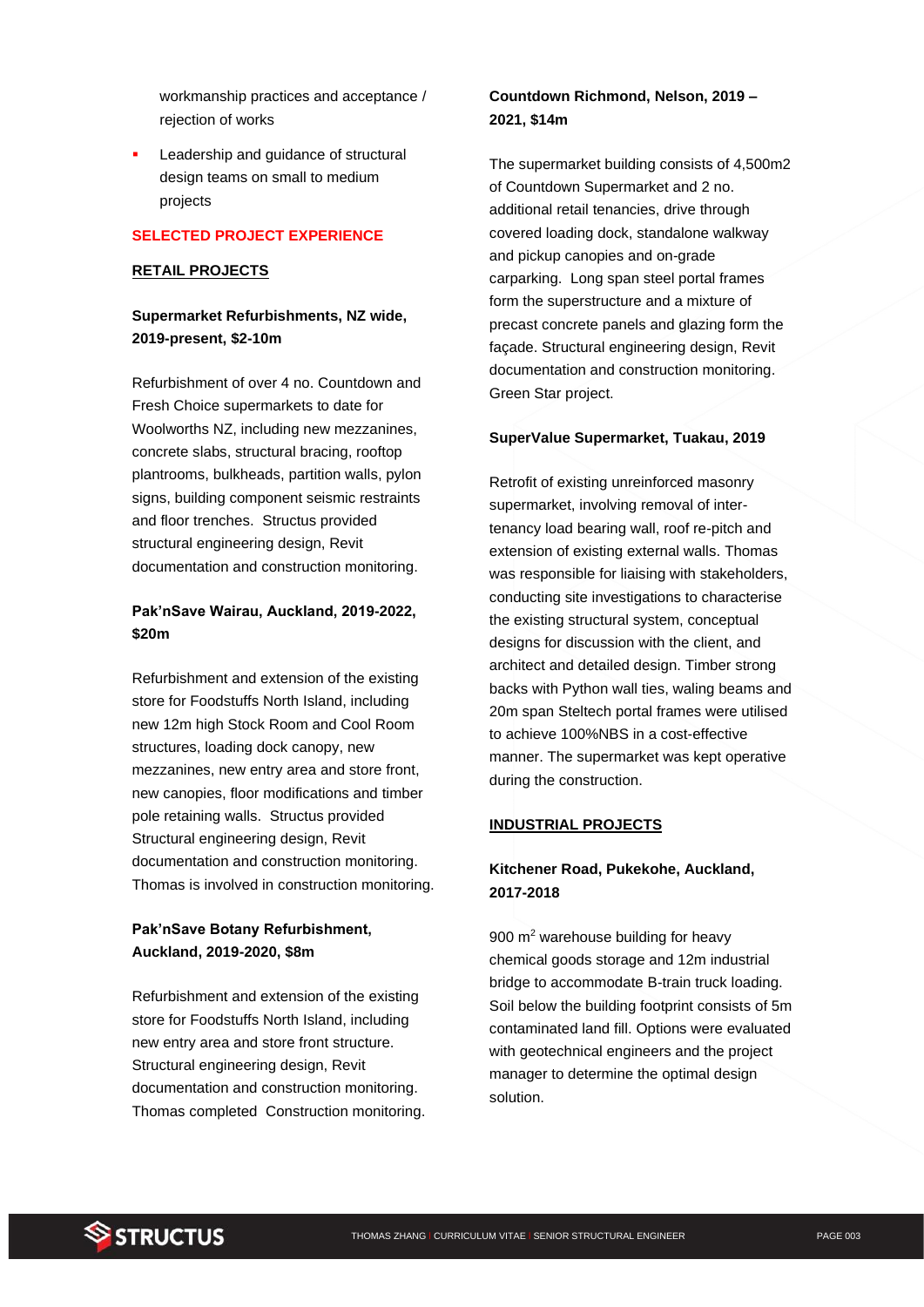workmanship practices and acceptance / rejection of works

- Leadership and guidance of structural design teams on small to medium projects

## SELECTED PROJECT EXPERIENCE

### RETAIL PROJECTS

**Supermarket Refurbishments, NZ wide, 2019-present, $2-10m**

Refurbishment of over 4 no. Countdown and Fresh Choice supermarkets to date for Woolworths NZ, including new mezzanines, concrete slabs, structural bracing, rooftop plantrooms, bulkheads, partition walls, pylon signs, building component seismic restraints and floor trenches. Structus provided structural engineering design, Revit documentation and construction monitoring.

**Pak'nSave Wairau, Auckland, 2019-2022, $20m**

Refurbishment and extension of the existing store for Foodstuffs North Island, including new 12m high Stock Room and Cool Room structures, loading dock canopy, new mezzanines, new entry area and store front, new canopies, floor modifications and timber pole retaining walls. Structus provided Structural engineering design, Revit documentation and construction monitoring. Thomas is involved in construction monitoring.

**Pak'nSave Botany Refurbishment, Auckland, 2019-2020, $8m**

Refurbishment and extension of the existing store for Foodstuffs North Island, including new entry area and store front structure. Structural engineering design, Revit documentation and construction monitoring. Thomas completed Construction monitoring.

**Countdown Richmond, Nelson, 2019 – 2021, $14m**

The supermarket building consists of 4,500m2 of Countdown Supermarket and 2 no. additional retail tenancies, drive through covered loading dock, standalone walkway and pickup canopies and on-grade carparking. Long span steel portal frames form the superstructure and a mixture of precast concrete panels and glazing form the façade. Structural engineering design, Revit documentation and construction monitoring. Green Star project.

**SuperValue Supermarket, Tuakau, 2019**

Retrofit of existing unreinforced masonry supermarket, involving removal of inter-tenancy load bearing wall, roof re-pitch and extension of existing external walls. Thomas was responsible for liaising with stakeholders, conducting site investigations to characterise the existing structural system, conceptual designs for discussion with the client, and architect and detailed design. Timber strong backs with Python wall ties, waling beams and 20m span Steltech portal frames were utilised to achieve 100%NBS in a cost-effective manner. The supermarket was kept operative during the construction.

### INDUSTRIAL PROJECTS

**Kitchener Road, Pukekohe, Auckland, 2017-2018**

900 $m^2$ warehouse building for heavy chemical goods storage and 12m industrial bridge to accommodate B-train truck loading. Soil below the building footprint consists of 5m contaminated land fill. Options were evaluated with geotechnical engineers and the project manager to determine the optimal design solution.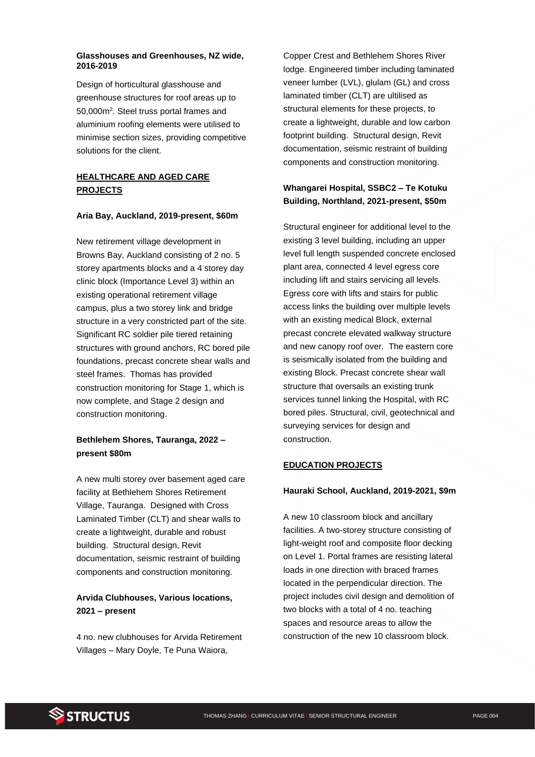**Glasshouses and Greenhouses, NZ wide, 2016-2019**

Design of horticultural glasshouse and greenhouse structures for roof areas up to 50,000m$^2$. Steel truss portal frames and aluminium roofing elements were utilised to minimise section sizes, providing competitive solutions for the client.

## HEALTHCARE AND AGED CARE PROJECTS

**Aria Bay, Auckland, 2019-present, $60m**

New retirement village development in Browns Bay, Auckland consisting of 2 no. 5 storey apartments blocks and a 4 storey day clinic block (Importance Level 3) within an existing operational retirement village campus, plus a two storey link and bridge structure in a very constricted part of the site. Significant RC soldier pile tiered retaining structures with ground anchors, RC bored pile foundations, precast concrete shear walls and steel frames. Thomas has provided construction monitoring for Stage 1, which is now complete, and Stage 2 design and construction monitoring.

**Bethlehem Shores, Tauranga, 2022 – present $80m**

A new multi storey over basement aged care facility at Bethlehem Shores Retirement Village, Tauranga. Designed with Cross Laminated Timber (CLT) and shear walls to create a lightweight, durable and robust building. Structural design, Revit documentation, seismic restraint of building components and construction monitoring.

**Arvida Clubhouses, Various locations, 2021 – present**

4 no. new clubhouses for Arvida Retirement Villages – Mary Doyle, Te Puna Waiora, Copper Crest and Bethlehem Shores River lodge. Engineered timber including laminated veneer lumber (LVL), glulam (GL) and cross laminated timber (CLT) are ultilised as structural elements for these projects, to create a lightweight, durable and low carbon footprint building. Structural design, Revit documentation, seismic restraint of building components and construction monitoring.

**Whangarei Hospital, SSBC2 – Te Kotuku Building, Northland, 2021-present, $50m**

Structural engineer for additional level to the existing 3 level building, including an upper level full length suspended concrete enclosed plant area, connected 4 level egress core including lift and stairs servicing all levels. Egress core with lifts and stairs for public access links the building over multiple levels with an existing medical Block, external precast concrete elevated walkway structure and new canopy roof over. The eastern core is seismically isolated from the building and existing Block. Precast concrete shear wall structure that oversails an existing trunk services tunnel linking the Hospital, with RC bored piles. Structural, civil, geotechnical and surveying services for design and construction.

## EDUCATION PROJECTS

**Hauraki School, Auckland, 2019-2021, $9m**

A new 10 classroom block and ancillary facilities. A two-storey structure consisting of light-weight roof and composite floor decking on Level 1. Portal frames are resisting lateral loads in one direction with braced frames located in the perpendicular direction. The project includes civil design and demolition of two blocks with a total of 4 no. teaching spaces and resource areas to allow the construction of the new 10 classroom block.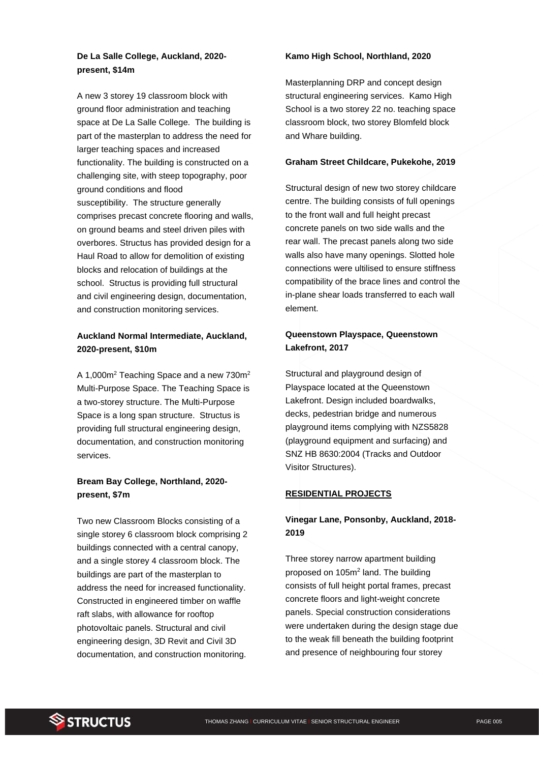**De La Salle College, Auckland, 2020-present, $14m**

A new 3 storey 19 classroom block with ground floor administration and teaching space at De La Salle College. The building is part of the masterplan to address the need for larger teaching spaces and increased functionality. The building is constructed on a challenging site, with steep topography, poor ground conditions and flood susceptibility. The structure generally comprises precast concrete flooring and walls, on ground beams and steel driven piles with overbores. Structus has provided design for a Haul Road to allow for demolition of existing blocks and relocation of buildings at the school. Structus is providing full structural and civil engineering design, documentation, and construction monitoring services.

**Auckland Normal Intermediate, Auckland, 2020-present, $10m**

A 1,000m$^2$ Teaching Space and a new 730m$^2$ Multi-Purpose Space. The Teaching Space is a two-storey structure. The Multi-Purpose Space is a long span structure. Structus is providing full structural engineering design, documentation, and construction monitoring services.

**Bream Bay College, Northland, 2020-present, $7m**

Two new Classroom Blocks consisting of a single storey 6 classroom block comprising 2 buildings connected with a central canopy, and a single storey 4 classroom block. The buildings are part of the masterplan to address the need for increased functionality. Constructed in engineered timber on waffle raft slabs, with allowance for rooftop photovoltaic panels. Structural and civil engineering design, 3D Revit and Civil 3D documentation, and construction monitoring.

**Kamo High School, Northland, 2020**

Masterplanning DRP and concept design structural engineering services. Kamo High School is a two storey 22 no. teaching space classroom block, two storey Blomfeld block and Whare building.

**Graham Street Childcare, Pukekohe, 2019**

Structural design of new two storey childcare centre. The building consists of full openings to the front wall and full height precast concrete panels on two side walls and the rear wall. The precast panels along two side walls also have many openings. Slotted hole connections were ultilised to ensure stiffness compatibility of the brace lines and control the in-plane shear loads transferred to each wall element.

**Queenstown Playspace, Queenstown Lakefront, 2017**

Structural and playground design of Playspace located at the Queenstown Lakefront. Design included boardwalks, decks, pedestrian bridge and numerous playground items complying with NZS5828 (playground equipment and surfacing) and SNZ HB 8630:2004 (Tracks and Outdoor Visitor Structures).

## RESIDENTIAL PROJECTS

**Vinegar Lane, Ponsonby, Auckland, 2018-2019**

Three storey narrow apartment building proposed on 105m$^2$ land. The building consists of full height portal frames, precast concrete floors and light-weight concrete panels. Special construction considerations were undertaken during the design stage due to the weak fill beneath the building footprint and presence of neighbouring four storey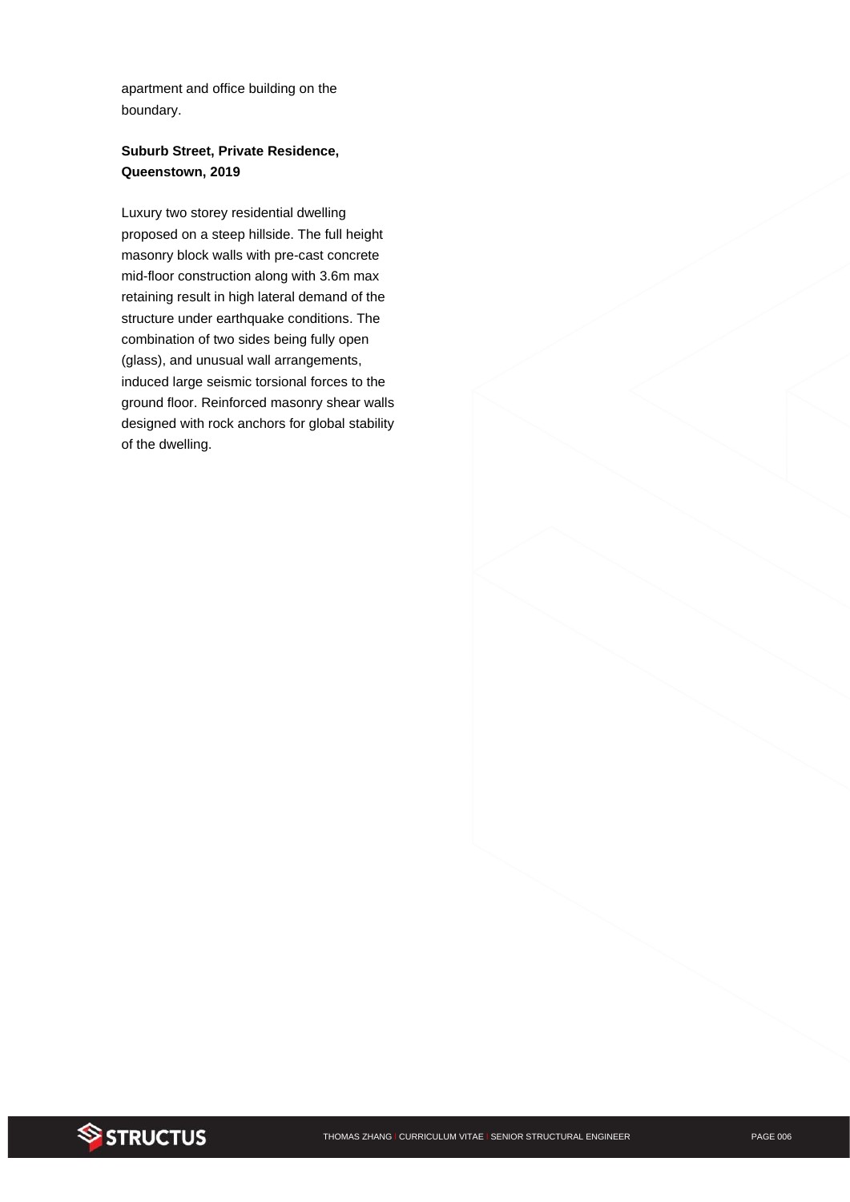apartment and office building on the boundary.

**Suburb Street, Private Residence, Queenstown, 2019**

Luxury two storey residential dwelling proposed on a steep hillside. The full height masonry block walls with pre-cast concrete mid-floor construction along with 3.6m max retaining result in high lateral demand of the structure under earthquake conditions. The combination of two sides being fully open (glass), and unusual wall arrangements, induced large seismic torsional forces to the ground floor. Reinforced masonry shear walls designed with rock anchors for global stability of the dwelling.